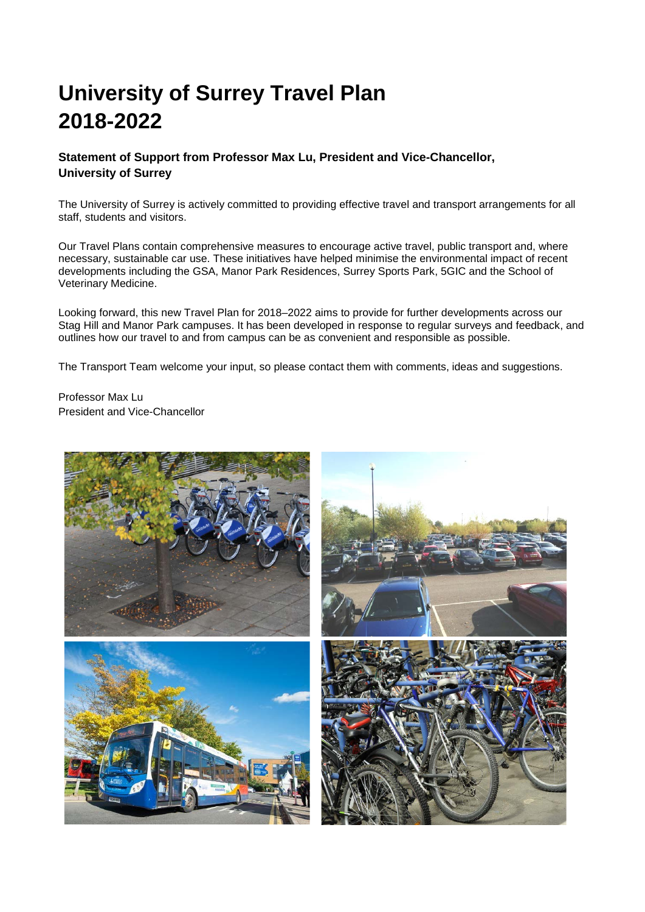# University of Surrey Travel Plan 2018-2022

**Statement of Support from Professor Max Lu, President and Vice-Chancellor, University of Surrey**

The University of Surrey is actively committed to providing effective travel and transport arrangements for all staff, students and visitors.

Our Travel Plans contain comprehensive measures to encourage active travel, public transport and, where necessary, sustainable car use. These initiatives have helped minimise the environmental impact of recent developments including the GSA, Manor Park Residences, Surrey Sports Park, 5GIC and the School of Veterinary Medicine.

Looking forward, this new Travel Plan for 2018–2022 aims to provide for further developments across our Stag Hill and Manor Park campuses. It has been developed in response to regular surveys and feedback, and outlines how our travel to and from campus can be as convenient and responsible as possible.

The Transport Team welcome your input, so please contact them with comments, ideas and suggestions.

Professor Max Lu
President and Vice-Chancellor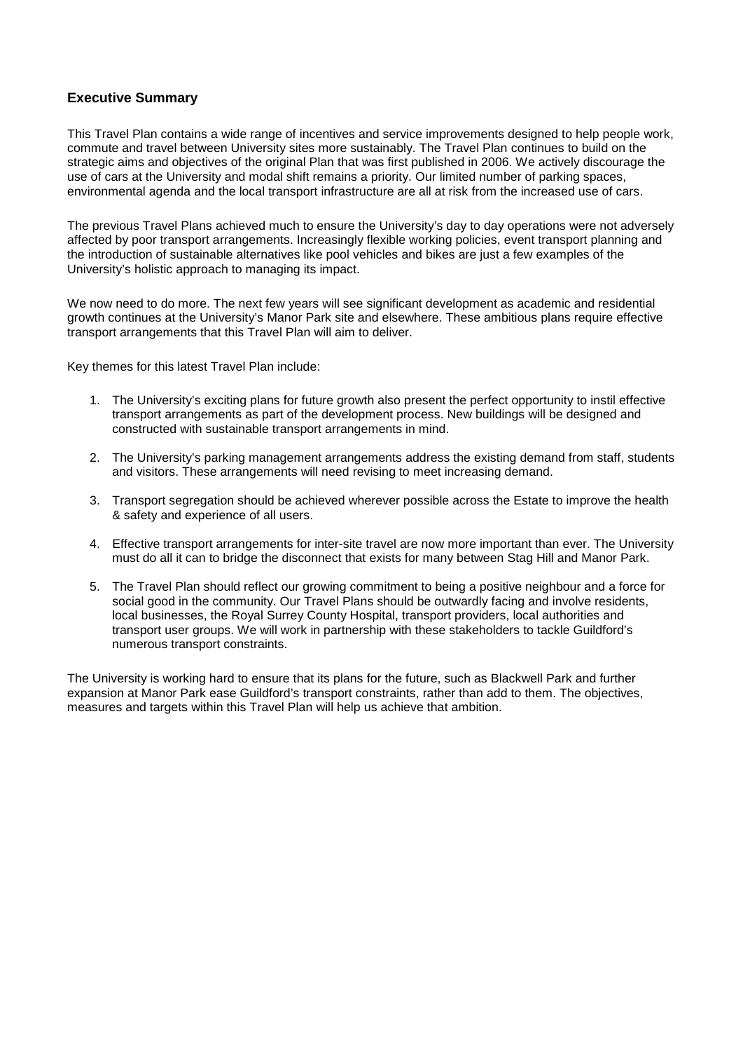## Executive Summary

This Travel Plan contains a wide range of incentives and service improvements designed to help people work, commute and travel between University sites more sustainably. The Travel Plan continues to build on the strategic aims and objectives of the original Plan that was first published in 2006. We actively discourage the use of cars at the University and modal shift remains a priority. Our limited number of parking spaces, environmental agenda and the local transport infrastructure are all at risk from the increased use of cars.

The previous Travel Plans achieved much to ensure the University's day to day operations were not adversely affected by poor transport arrangements. Increasingly flexible working policies, event transport planning and the introduction of sustainable alternatives like pool vehicles and bikes are just a few examples of the University's holistic approach to managing its impact.

We now need to do more. The next few years will see significant development as academic and residential growth continues at the University's Manor Park site and elsewhere. These ambitious plans require effective transport arrangements that this Travel Plan will aim to deliver.

Key themes for this latest Travel Plan include:

1. The University's exciting plans for future growth also present the perfect opportunity to instil effective transport arrangements as part of the development process. New buildings will be designed and constructed with sustainable transport arrangements in mind.

2. The University's parking management arrangements address the existing demand from staff, students and visitors. These arrangements will need revising to meet increasing demand.

3. Transport segregation should be achieved wherever possible across the Estate to improve the health & safety and experience of all users.

4. Effective transport arrangements for inter-site travel are now more important than ever. The University must do all it can to bridge the disconnect that exists for many between Stag Hill and Manor Park.

5. The Travel Plan should reflect our growing commitment to being a positive neighbour and a force for social good in the community. Our Travel Plans should be outwardly facing and involve residents, local businesses, the Royal Surrey County Hospital, transport providers, local authorities and transport user groups. We will work in partnership with these stakeholders to tackle Guildford's numerous transport constraints.

The University is working hard to ensure that its plans for the future, such as Blackwell Park and further expansion at Manor Park ease Guildford's transport constraints, rather than add to them. The objectives, measures and targets within this Travel Plan will help us achieve that ambition.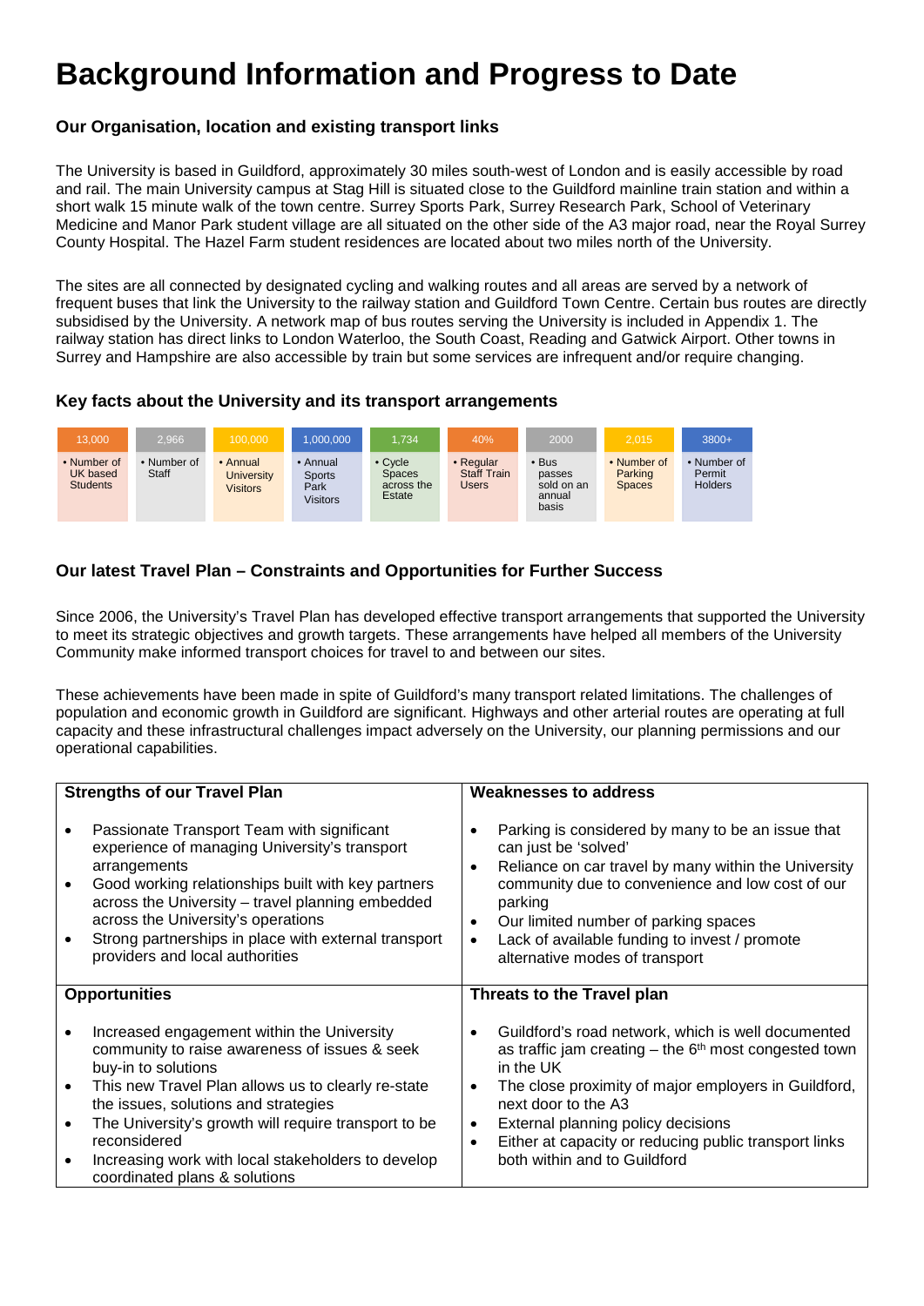# Background Information and Progress to Date

### Our Organisation, location and existing transport links

The University is based in Guildford, approximately 30 miles south-west of London and is easily accessible by road and rail. The main University campus at Stag Hill is situated close to the Guildford mainline train station and within a short walk 15 minute walk of the town centre. Surrey Sports Park, Surrey Research Park, School of Veterinary Medicine and Manor Park student village are all situated on the other side of the A3 major road, near the Royal Surrey County Hospital. The Hazel Farm student residences are located about two miles north of the University.

The sites are all connected by designated cycling and walking routes and all areas are served by a network of frequent buses that link the University to the railway station and Guildford Town Centre. Certain bus routes are directly subsidised by the University. A network map of bus routes serving the University is included in Appendix 1. The railway station has direct links to London Waterloo, the South Coast, Reading and Gatwick Airport. Other towns in Surrey and Hampshire are also accessible by train but some services are infrequent and/or require changing.

### Key facts about the University and its transport arrangements

| 13,000 | 2,966 | 100,000 | 1,000,000 | 1,734 | 40% | 2000 | 2,015 | 3800+ |
|---|---|---|---|---|---|---|---|---|
| • Number of UK based Students | • Number of Staff | • Annual University Visitors | • Annual Sports Park Visitors | • Cycle Spaces across the Estate | • Regular Staff Train Users | • Bus passes sold on an annual basis | • Number of Parking Spaces | • Number of Permit Holders |

### Our latest Travel Plan – Constraints and Opportunities for Further Success

Since 2006, the University's Travel Plan has developed effective transport arrangements that supported the University to meet its strategic objectives and growth targets. These arrangements have helped all members of the University Community make informed transport choices for travel to and between our sites.

These achievements have been made in spite of Guildford's many transport related limitations. The challenges of population and economic growth in Guildford are significant. Highways and other arterial routes are operating at full capacity and these infrastructural challenges impact adversely on the University, our planning permissions and our operational capabilities.

| Strengths of our Travel Plan | Weaknesses to address |
|---|---|
| • Passionate Transport Team with significant experience of managing University's transport arrangements<br>• Good working relationships built with key partners across the University – travel planning embedded across the University's operations<br>• Strong partnerships in place with external transport providers and local authorities | • Parking is considered by many to be an issue that can just be 'solved'<br>• Reliance on car travel by many within the University community due to convenience and low cost of our parking<br>• Our limited number of parking spaces<br>• Lack of available funding to invest / promote alternative modes of transport |
| **Opportunities** | **Threats to the Travel plan** |
| • Increased engagement within the University community to raise awareness of issues & seek buy-in to solutions<br>• This new Travel Plan allows us to clearly re-state the issues, solutions and strategies<br>• The University's growth will require transport to be reconsidered<br>• Increasing work with local stakeholders to develop coordinated plans & solutions | • Guildford's road network, which is well documented as traffic jam creating – the 6th most congested town in the UK<br>• The close proximity of major employers in Guildford, next door to the A3<br>• External planning policy decisions<br>• Either at capacity or reducing public transport links both within and to Guildford |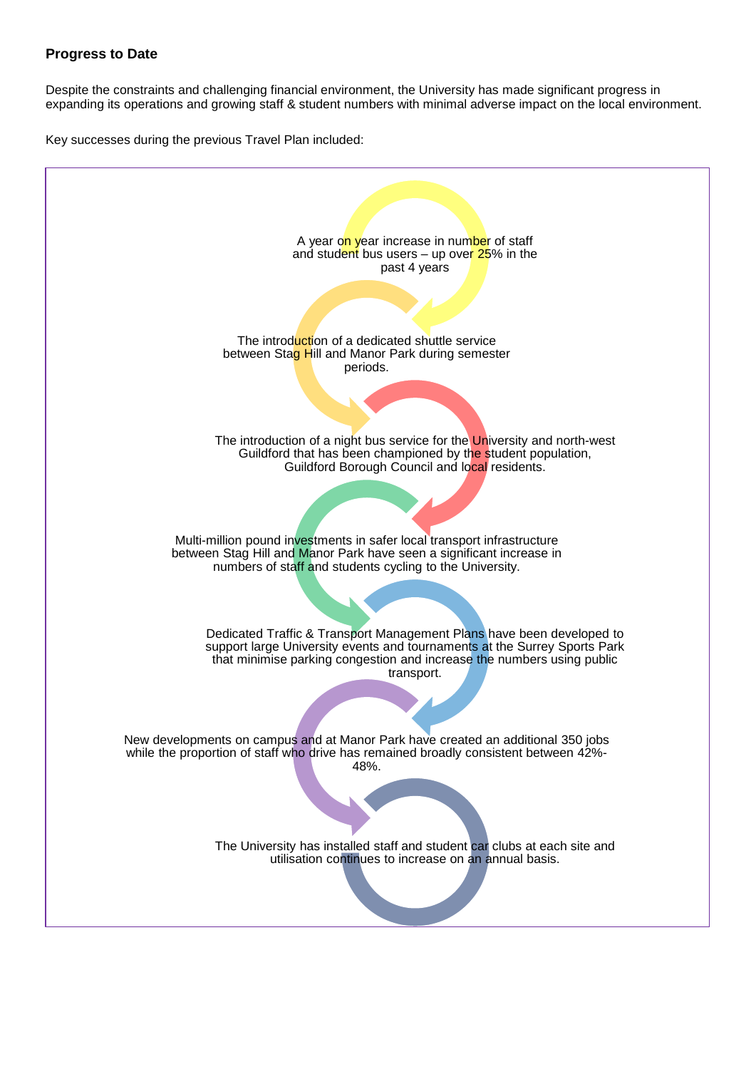## Progress to Date

Despite the constraints and challenging financial environment, the University has made significant progress in expanding its operations and growing staff & student numbers with minimal adverse impact on the local environment.

Key successes during the previous Travel Plan included:

- A year on year increase in number of staff and student bus users – up over 25% in the past 4 years
- The introduction of a dedicated shuttle service between Stag Hill and Manor Park during semester periods.
- The introduction of a night bus service for the University and north-west Guildford that has been championed by the student population, Guildford Borough Council and local residents.
- Multi-million pound investments in safer local transport infrastructure between Stag Hill and Manor Park have seen a significant increase in numbers of staff and students cycling to the University.
- Dedicated Traffic & Transport Management Plans have been developed to support large University events and tournaments at the Surrey Sports Park that minimise parking congestion and increase the numbers using public transport.
- New developments on campus and at Manor Park have created an additional 350 jobs while the proportion of staff who drive has remained broadly consistent between 42%-48%.
- The University has installed staff and student car clubs at each site and utilisation continues to increase on an annual basis.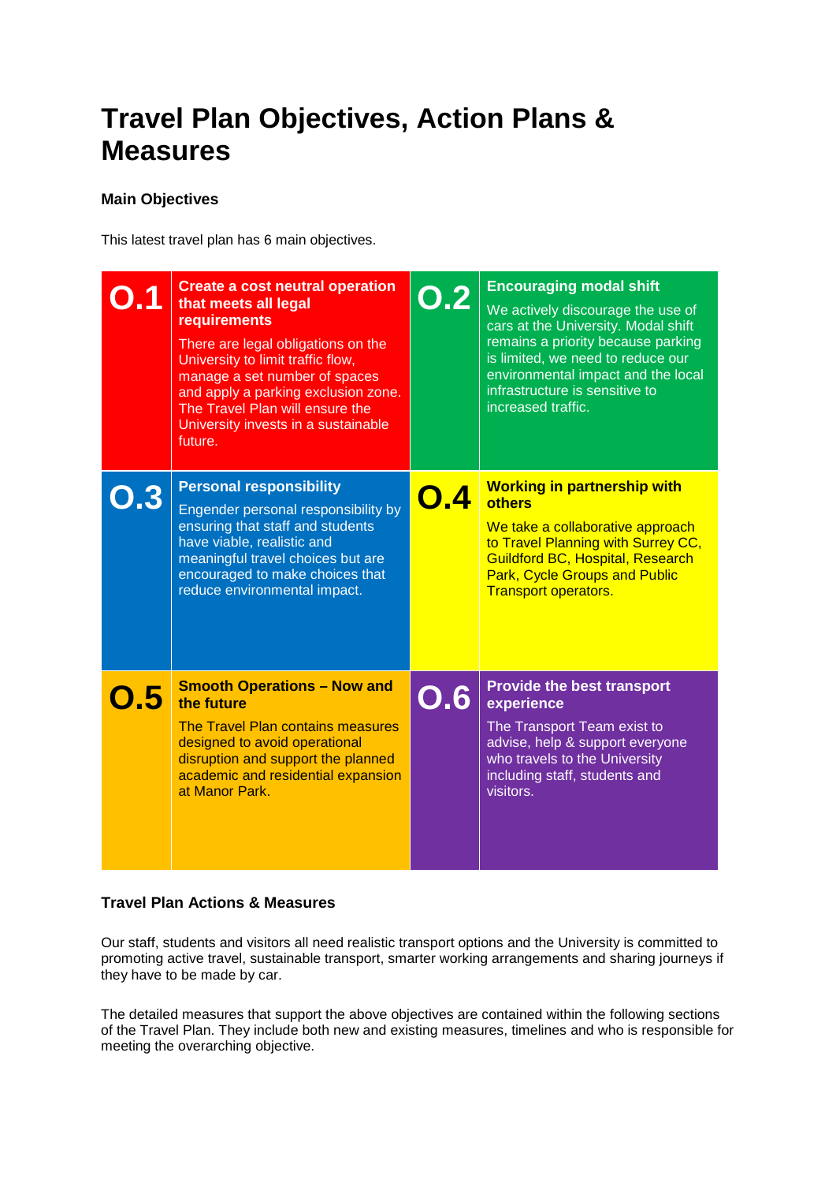# Travel Plan Objectives, Action Plans & Measures

### Main Objectives

This latest travel plan has 6 main objectives.

| | | | |
|---|---|---|---|
| **O.1** | **Create a cost neutral operation that meets all legal requirements**<br>There are legal obligations on the University to limit traffic flow, manage a set number of spaces and apply a parking exclusion zone. The Travel Plan will ensure the University invests in a sustainable future. | **O.2** | **Encouraging modal shift**<br>We actively discourage the use of cars at the University. Modal shift remains a priority because parking is limited, we need to reduce our environmental impact and the local infrastructure is sensitive to increased traffic. |
| **O.3** | **Personal responsibility**<br>Engender personal responsibility by ensuring that staff and students have viable, realistic and meaningful travel choices but are encouraged to make choices that reduce environmental impact. | **O.4** | **Working in partnership with others**<br>We take a collaborative approach to Travel Planning with Surrey CC, Guildford BC, Hospital, Research Park, Cycle Groups and Public Transport operators. |
| **O.5** | **Smooth Operations – Now and the future**<br>The Travel Plan contains measures designed to avoid operational disruption and support the planned academic and residential expansion at Manor Park. | **O.6** | **Provide the best transport experience**<br>The Transport Team exist to advise, help & support everyone who travels to the University including staff, students and visitors. |

### Travel Plan Actions & Measures

Our staff, students and visitors all need realistic transport options and the University is committed to promoting active travel, sustainable transport, smarter working arrangements and sharing journeys if they have to be made by car.

The detailed measures that support the above objectives are contained within the following sections of the Travel Plan. They include both new and existing measures, timelines and who is responsible for meeting the overarching objective.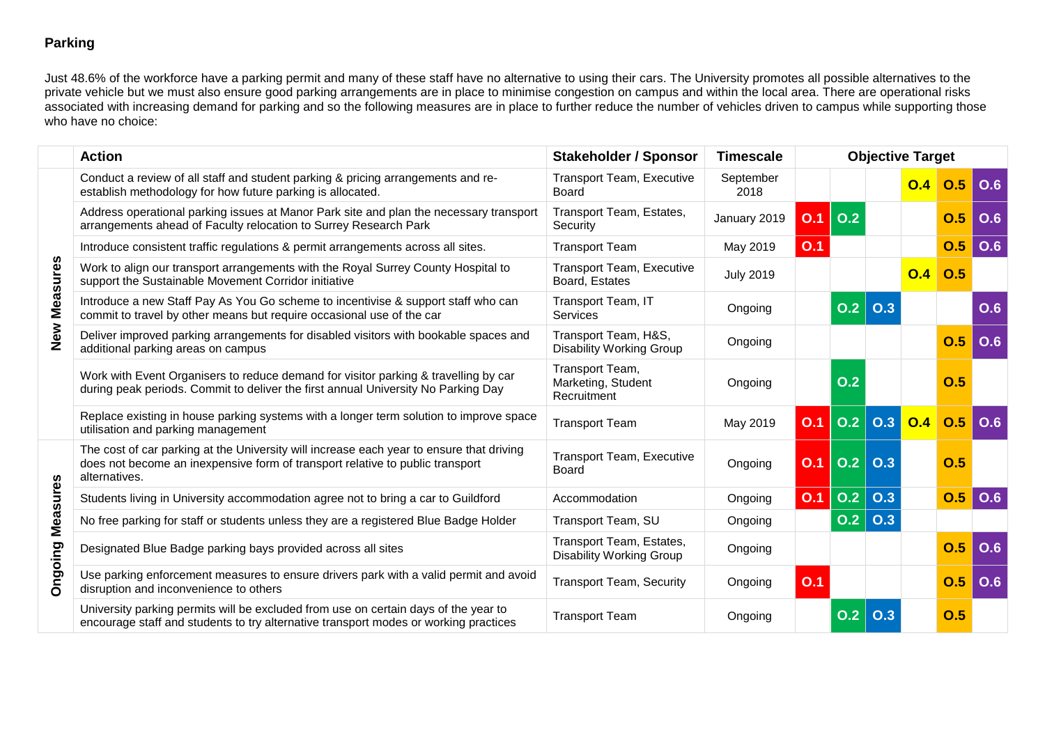## Parking

Just 48.6% of the workforce have a parking permit and many of these staff have no alternative to using their cars. The University promotes all possible alternatives to the private vehicle but we must also ensure good parking arrangements are in place to minimise congestion on campus and within the local area. There are operational risks associated with increasing demand for parking and so the following measures are in place to further reduce the number of vehicles driven to campus while supporting those who have no choice:

| | Action | Stakeholder / Sponsor | Timescale | Objective Target | | | | | |
|---|---|---|---|---|---|---|---|---|---|
| New Measures | Conduct a review of all staff and student parking & pricing arrangements and re-establish methodology for how future parking is allocated. | Transport Team, Executive Board | September 2018 | | | | O.4 | O.5 | O.6 |
| | Address operational parking issues at Manor Park site and plan the necessary transport arrangements ahead of Faculty relocation to Surrey Research Park | Transport Team, Estates, Security | January 2019 | O.1 | O.2 | | | O.5 | O.6 |
| | Introduce consistent traffic regulations & permit arrangements across all sites. | Transport Team | May 2019 | O.1 | | | | O.5 | O.6 |
| | Work to align our transport arrangements with the Royal Surrey County Hospital to support the Sustainable Movement Corridor initiative | Transport Team, Executive Board, Estates | July 2019 | | | | O.4 | O.5 | |
| | Introduce a new Staff Pay As You Go scheme to incentivise & support staff who can commit to travel by other means but require occasional use of the car | Transport Team, IT Services | Ongoing | | O.2 | O.3 | | | O.6 |
| | Deliver improved parking arrangements for disabled visitors with bookable spaces and additional parking areas on campus | Transport Team, H&S, Disability Working Group | Ongoing | | | | | O.5 | O.6 |
| | Work with Event Organisers to reduce demand for visitor parking & travelling by car during peak periods. Commit to deliver the first annual University No Parking Day | Transport Team, Marketing, Student Recruitment | Ongoing | | O.2 | | | O.5 | |
| | Replace existing in house parking systems with a longer term solution to improve space utilisation and parking management | Transport Team | May 2019 | O.1 | O.2 | O.3 | O.4 | O.5 | O.6 |
| Ongoing Measures | The cost of car parking at the University will increase each year to ensure that driving does not become an inexpensive form of transport relative to public transport alternatives. | Transport Team, Executive Board | Ongoing | O.1 | O.2 | O.3 | | O.5 | |
| | Students living in University accommodation agree not to bring a car to Guildford | Accommodation | Ongoing | O.1 | O.2 | O.3 | | O.5 | O.6 |
| | No free parking for staff or students unless they are a registered Blue Badge Holder | Transport Team, SU | Ongoing | | O.2 | O.3 | | | |
| | Designated Blue Badge parking bays provided across all sites | Transport Team, Estates, Disability Working Group | Ongoing | | | | | O.5 | O.6 |
| | Use parking enforcement measures to ensure drivers park with a valid permit and avoid disruption and inconvenience to others | Transport Team, Security | Ongoing | O.1 | | | | O.5 | O.6 |
| | University parking permits will be excluded from use on certain days of the year to encourage staff and students to try alternative transport modes or working practices | Transport Team | Ongoing | | O.2 | O.3 | | O.5 | |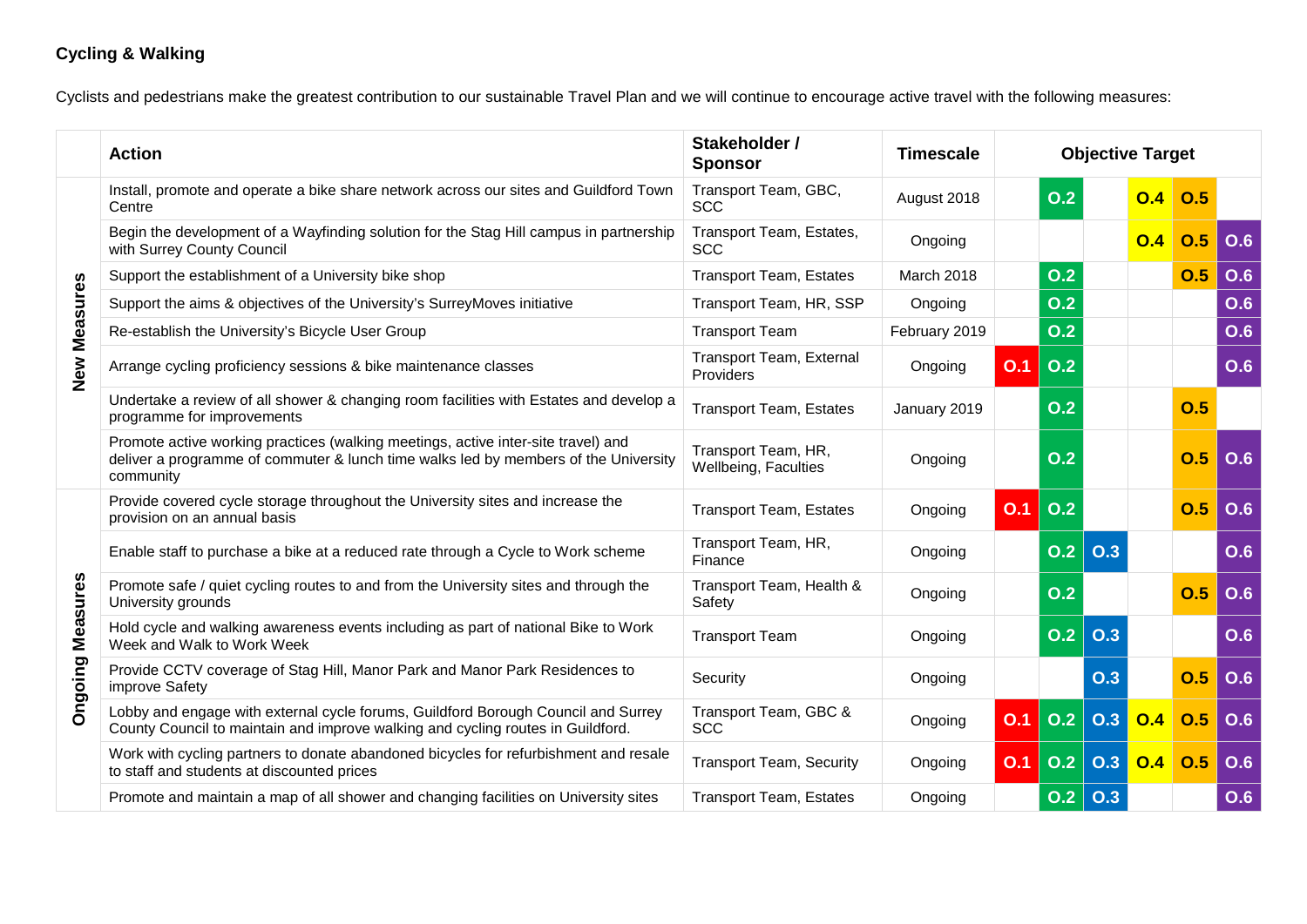**Cycling & Walking**

Cyclists and pedestrians make the greatest contribution to our sustainable Travel Plan and we will continue to encourage active travel with the following measures:

| | Action | Stakeholder / Sponsor | Timescale | Objective Target | | | | | |
|---|---|---|---|---|---|---|---|---|---|
| **New Measures** | Install, promote and operate a bike share network across our sites and Guildford Town Centre | Transport Team, GBC, SCC | August 2018 | | O.2 | | O.4 | O.5 | |
| | Begin the development of a Wayfinding solution for the Stag Hill campus in partnership with Surrey County Council | Transport Team, Estates, SCC | Ongoing | | | | O.4 | O.5 | O.6 |
| | Support the establishment of a University bike shop | Transport Team, Estates | March 2018 | | O.2 | | | O.5 | O.6 |
| | Support the aims & objectives of the University's SurreyMoves initiative | Transport Team, HR, SSP | Ongoing | | O.2 | | | | O.6 |
| | Re-establish the University's Bicycle User Group | Transport Team | February 2019 | | O.2 | | | | O.6 |
| | Arrange cycling proficiency sessions & bike maintenance classes | Transport Team, External Providers | Ongoing | O.1 | O.2 | | | | O.6 |
| | Undertake a review of all shower & changing room facilities with Estates and develop a programme for improvements | Transport Team, Estates | January 2019 | | O.2 | | | O.5 | |
| | Promote active working practices (walking meetings, active inter-site travel) and deliver a programme of commuter & lunch time walks led by members of the University community | Transport Team, HR, Wellbeing, Faculties | Ongoing | | O.2 | | | O.5 | O.6 |
| **Ongoing Measures** | Provide covered cycle storage throughout the University sites and increase the provision on an annual basis | Transport Team, Estates | Ongoing | O.1 | O.2 | | | O.5 | O.6 |
| | Enable staff to purchase a bike at a reduced rate through a Cycle to Work scheme | Transport Team, HR, Finance | Ongoing | | O.2 | O.3 | | | O.6 |
| | Promote safe / quiet cycling routes to and from the University sites and through the University grounds | Transport Team, Health & Safety | Ongoing | | O.2 | | | O.5 | O.6 |
| | Hold cycle and walking awareness events including as part of national Bike to Work Week and Walk to Work Week | Transport Team | Ongoing | | O.2 | O.3 | | | O.6 |
| | Provide CCTV coverage of Stag Hill, Manor Park and Manor Park Residences to improve Safety | Security | Ongoing | | | O.3 | | O.5 | O.6 |
| | Lobby and engage with external cycle forums, Guildford Borough Council and Surrey County Council to maintain and improve walking and cycling routes in Guildford. | Transport Team, GBC & SCC | Ongoing | O.1 | O.2 | O.3 | O.4 | O.5 | O.6 |
| | Work with cycling partners to donate abandoned bicycles for refurbishment and resale to staff and students at discounted prices | Transport Team, Security | Ongoing | O.1 | O.2 | O.3 | O.4 | O.5 | O.6 |
| | Promote and maintain a map of all shower and changing facilities on University sites | Transport Team, Estates | Ongoing | | O.2 | O.3 | | | O.6 |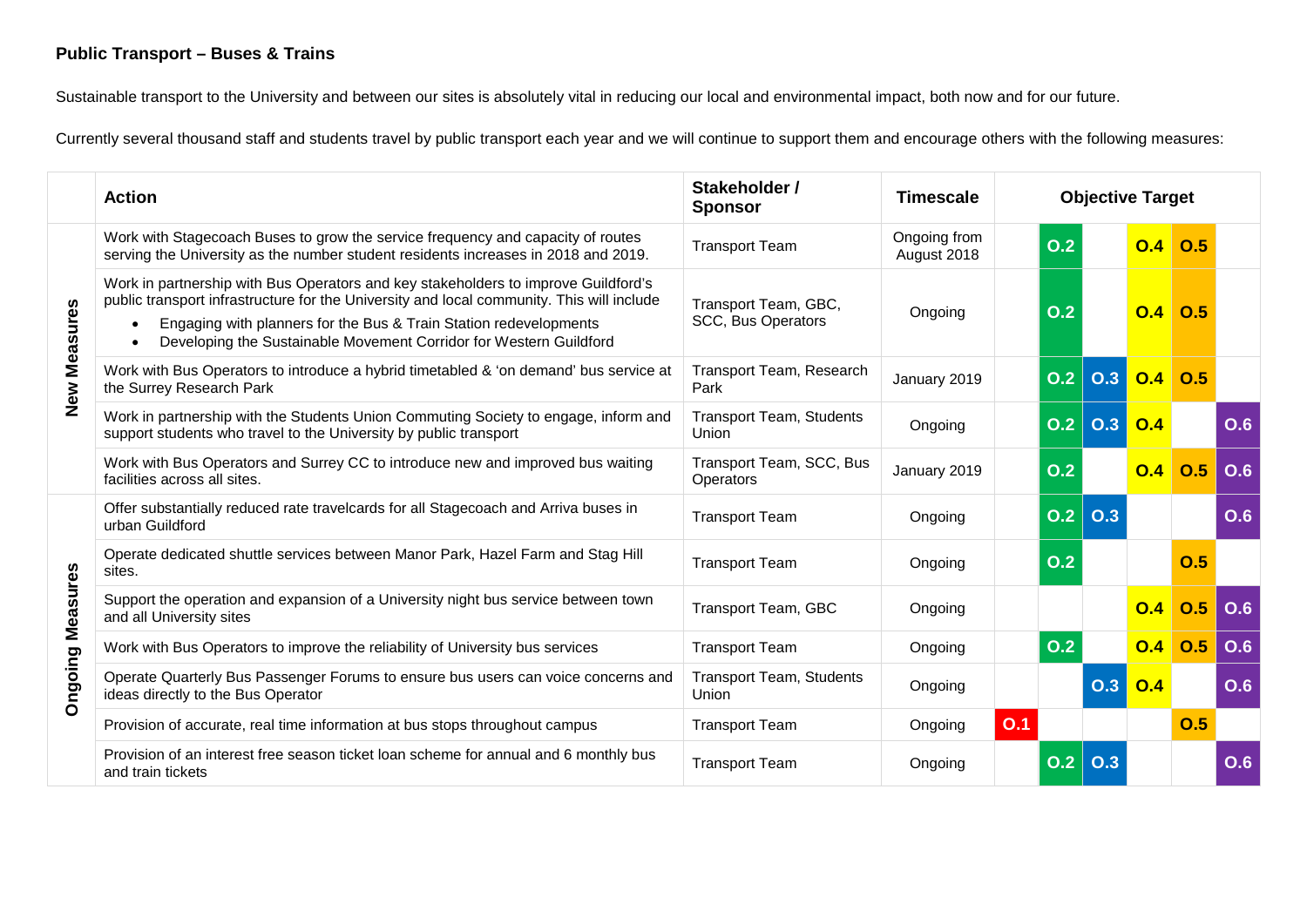**Public Transport – Buses & Trains**

Sustainable transport to the University and between our sites is absolutely vital in reducing our local and environmental impact, both now and for our future.

Currently several thousand staff and students travel by public transport each year and we will continue to support them and encourage others with the following measures:

| | Action | Stakeholder / Sponsor | Timescale | Objective Target | | | | | |
|---|---|---|---|---|---|---|---|---|---|
| New Measures | Work with Stagecoach Buses to grow the service frequency and capacity of routes serving the University as the number student residents increases in 2018 and 2019. | Transport Team | Ongoing from August 2018 | | O.2 | | O.4 | O.5 | |
| | Work in partnership with Bus Operators and key stakeholders to improve Guildford's public transport infrastructure for the University and local community. This will include<br>• Engaging with planners for the Bus & Train Station redevelopments<br>• Developing the Sustainable Movement Corridor for Western Guildford | Transport Team, GBC, SCC, Bus Operators | Ongoing | | O.2 | | O.4 | O.5 | |
| | Work with Bus Operators to introduce a hybrid timetabled & 'on demand' bus service at the Surrey Research Park | Transport Team, Research Park | January 2019 | | O.2 | O.3 | O.4 | O.5 | |
| | Work in partnership with the Students Union Commuting Society to engage, inform and support students who travel to the University by public transport | Transport Team, Students Union | Ongoing | | O.2 | O.3 | O.4 | | O.6 |
| | Work with Bus Operators and Surrey CC to introduce new and improved bus waiting facilities across all sites. | Transport Team, SCC, Bus Operators | January 2019 | | O.2 | | O.4 | O.5 | O.6 |
| Ongoing Measures | Offer substantially reduced rate travelcards for all Stagecoach and Arriva buses in urban Guildford | Transport Team | Ongoing | | O.2 | O.3 | | | O.6 |
| | Operate dedicated shuttle services between Manor Park, Hazel Farm and Stag Hill sites. | Transport Team | Ongoing | | O.2 | | | O.5 | |
| | Support the operation and expansion of a University night bus service between town and all University sites | Transport Team, GBC | Ongoing | | | | O.4 | O.5 | O.6 |
| | Work with Bus Operators to improve the reliability of University bus services | Transport Team | Ongoing | | O.2 | | O.4 | O.5 | O.6 |
| | Operate Quarterly Bus Passenger Forums to ensure bus users can voice concerns and ideas directly to the Bus Operator | Transport Team, Students Union | Ongoing | | | O.3 | O.4 | | O.6 |
| | Provision of accurate, real time information at bus stops throughout campus | Transport Team | Ongoing | O.1 | | | | O.5 | |
| | Provision of an interest free season ticket loan scheme for annual and 6 monthly bus and train tickets | Transport Team | Ongoing | | O.2 | O.3 | | | O.6 |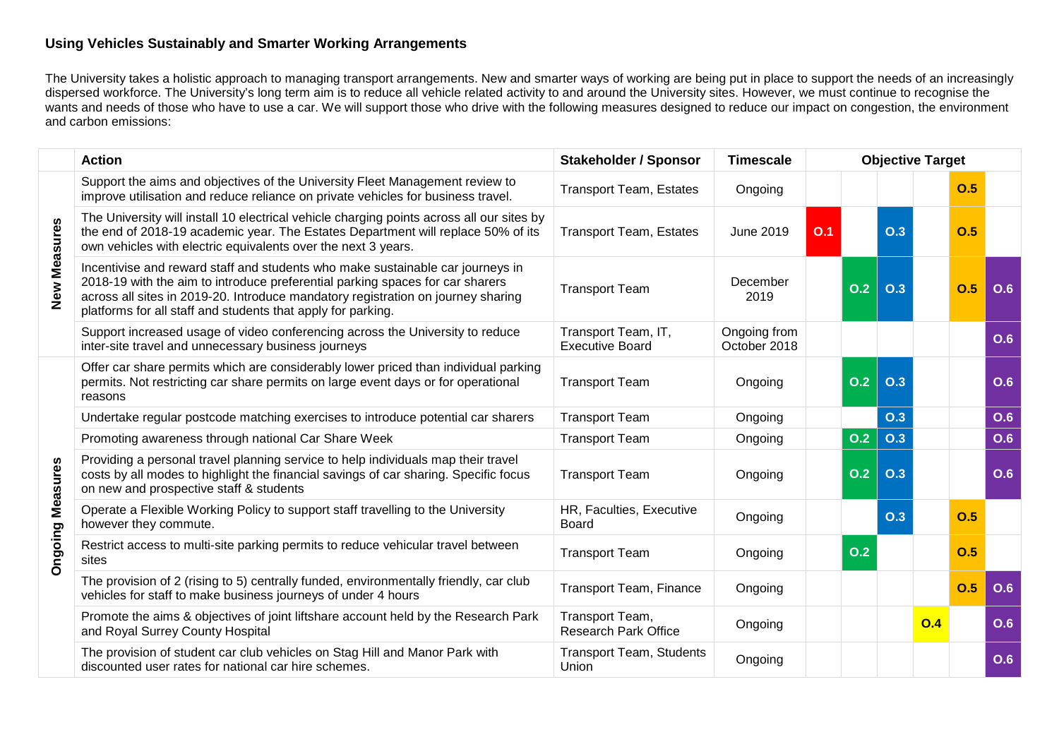### Using Vehicles Sustainably and Smarter Working Arrangements

The University takes a holistic approach to managing transport arrangements. New and smarter ways of working are being put in place to support the needs of an increasingly dispersed workforce. The University's long term aim is to reduce all vehicle related activity to and around the University sites. However, we must continue to recognise the wants and needs of those who have to use a car. We will support those who drive with the following measures designed to reduce our impact on congestion, the environment and carbon emissions:

| | Action | Stakeholder / Sponsor | Timescale | Objective Target | | | | | |
|---|---|---|---|---|---|---|---|---|---|
| New Measures | Support the aims and objectives of the University Fleet Management review to improve utilisation and reduce reliance on private vehicles for business travel. | Transport Team, Estates | Ongoing | | | | | O.5 | |
| | The University will install 10 electrical vehicle charging points across all our sites by the end of 2018-19 academic year. The Estates Department will replace 50% of its own vehicles with electric equivalents over the next 3 years. | Transport Team, Estates | June 2019 | O.1 | | O.3 | | O.5 | |
| | Incentivise and reward staff and students who make sustainable car journeys in 2018-19 with the aim to introduce preferential parking spaces for car sharers across all sites in 2019-20. Introduce mandatory registration on journey sharing platforms for all staff and students that apply for parking. | Transport Team | December 2019 | | O.2 | O.3 | | O.5 | O.6 |
| | Support increased usage of video conferencing across the University to reduce inter-site travel and unnecessary business journeys | Transport Team, IT, Executive Board | Ongoing from October 2018 | | | | | | O.6 |
| Ongoing Measures | Offer car share permits which are considerably lower priced than individual parking permits. Not restricting car share permits on large event days or for operational reasons | Transport Team | Ongoing | | O.2 | O.3 | | | O.6 |
| | Undertake regular postcode matching exercises to introduce potential car sharers | Transport Team | Ongoing | | | O.3 | | | O.6 |
| | Promoting awareness through national Car Share Week | Transport Team | Ongoing | | O.2 | O.3 | | | O.6 |
| | Providing a personal travel planning service to help individuals map their travel costs by all modes to highlight the financial savings of car sharing. Specific focus on new and prospective staff & students | Transport Team | Ongoing | | O.2 | O.3 | | | O.6 |
| | Operate a Flexible Working Policy to support staff travelling to the University however they commute. | HR, Faculties, Executive Board | Ongoing | | | O.3 | | O.5 | |
| | Restrict access to multi-site parking permits to reduce vehicular travel between sites | Transport Team | Ongoing | | O.2 | | | O.5 | |
| | The provision of 2 (rising to 5) centrally funded, environmentally friendly, car club vehicles for staff to make business journeys of under 4 hours | Transport Team, Finance | Ongoing | | | | | O.5 | O.6 |
| | Promote the aims & objectives of joint liftshare account held by the Research Park and Royal Surrey County Hospital | Transport Team, Research Park Office | Ongoing | | | | O.4 | | O.6 |
| | The provision of student car club vehicles on Stag Hill and Manor Park with discounted user rates for national car hire schemes. | Transport Team, Students Union | Ongoing | | | | | | O.6 |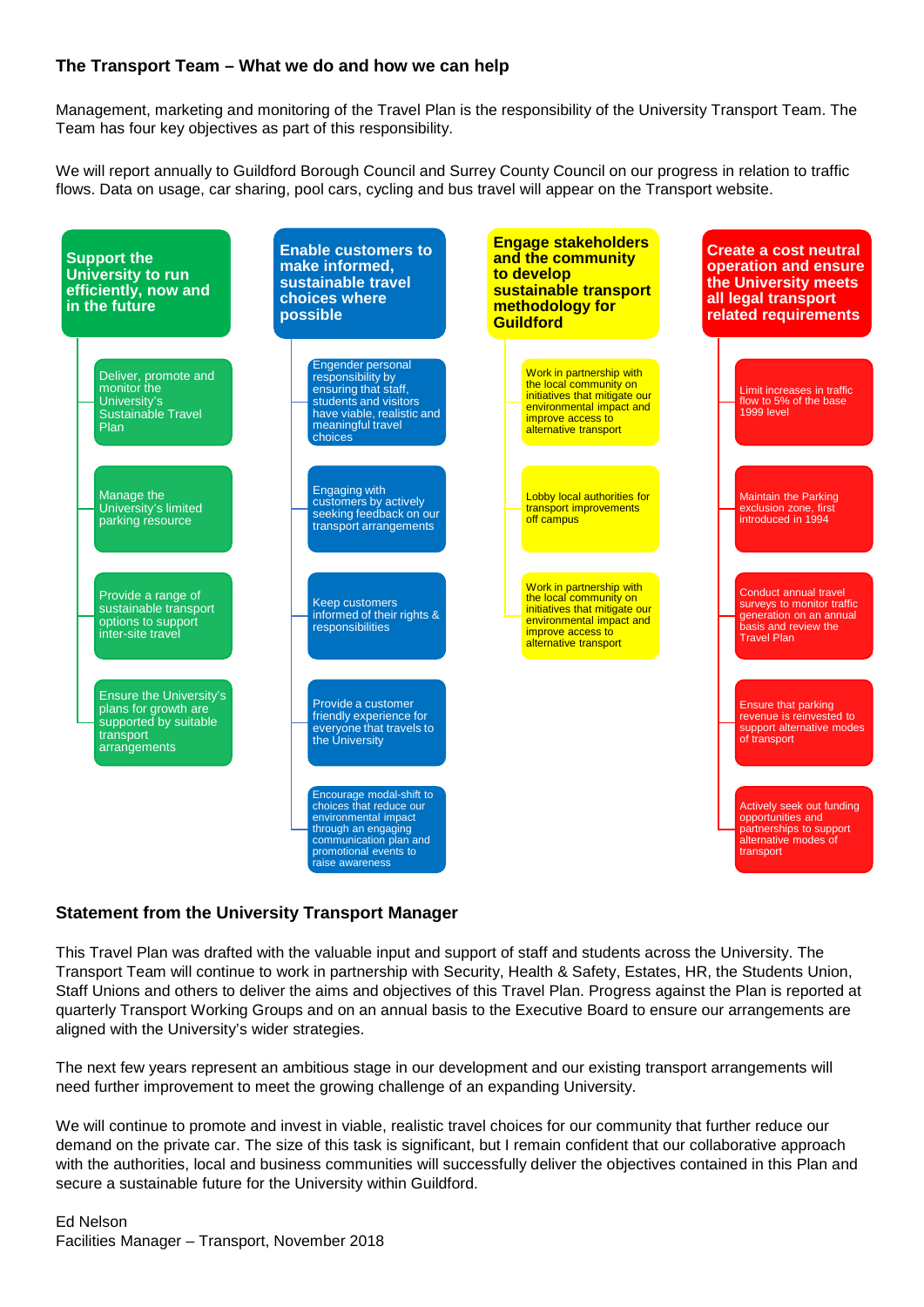## The Transport Team – What we do and how we can help

Management, marketing and monitoring of the Travel Plan is the responsibility of the University Transport Team. The Team has four key objectives as part of this responsibility.

We will report annually to Guildford Borough Council and Surrey County Council on our progress in relation to traffic flows. Data on usage, car sharing, pool cars, cycling and bus travel will appear on the Transport website.

**Support the University to run efficiently, now and in the future**

- Deliver, promote and monitor the University's Sustainable Travel Plan
- Manage the University's limited parking resource
- Provide a range of sustainable transport options to support inter-site travel
- Ensure the University's plans for growth are supported by suitable transport arrangements

**Enable customers to make informed, sustainable travel choices where possible**

- Engender personal responsibility by ensuring that staff, students and visitors have viable, realistic and meaningful travel choices
- Engaging with customers by actively seeking feedback on our transport arrangements
- Keep customers informed of their rights & responsibilities
- Provide a customer friendly experience for everyone that travels to the University
- Encourage modal-shift to choices that reduce our environmental impact through an engaging communication plan and promotional events to raise awareness

**Engage stakeholders and the community to develop sustainable transport methodology for Guildford**

- Work in partnership with the local community on initiatives that mitigate our environmental impact and improve access to alternative transport
- Lobby local authorities for transport improvements off campus
- Work in partnership with the local community on initiatives that mitigate our environmental impact and improve access to alternative transport

**Create a cost neutral operation and ensure the University meets all legal transport related requirements**

- Limit increases in traffic flow to 5% of the base 1999 level
- Maintain the Parking exclusion zone, first introduced in 1994
- Conduct annual travel surveys to monitor traffic generation on an annual basis and review the Travel Plan
- Ensure that parking revenue is reinvested to support alternative modes of transport
- Actively seek out funding opportunities and partnerships to support alternative modes of transport

## Statement from the University Transport Manager

This Travel Plan was drafted with the valuable input and support of staff and students across the University. The Transport Team will continue to work in partnership with Security, Health & Safety, Estates, HR, the Students Union, Staff Unions and others to deliver the aims and objectives of this Travel Plan. Progress against the Plan is reported at quarterly Transport Working Groups and on an annual basis to the Executive Board to ensure our arrangements are aligned with the University's wider strategies.

The next few years represent an ambitious stage in our development and our existing transport arrangements will need further improvement to meet the growing challenge of an expanding University.

We will continue to promote and invest in viable, realistic travel choices for our community that further reduce our demand on the private car. The size of this task is significant, but I remain confident that our collaborative approach with the authorities, local and business communities will successfully deliver the objectives contained in this Plan and secure a sustainable future for the University within Guildford.

Ed Nelson
Facilities Manager – Transport, November 2018